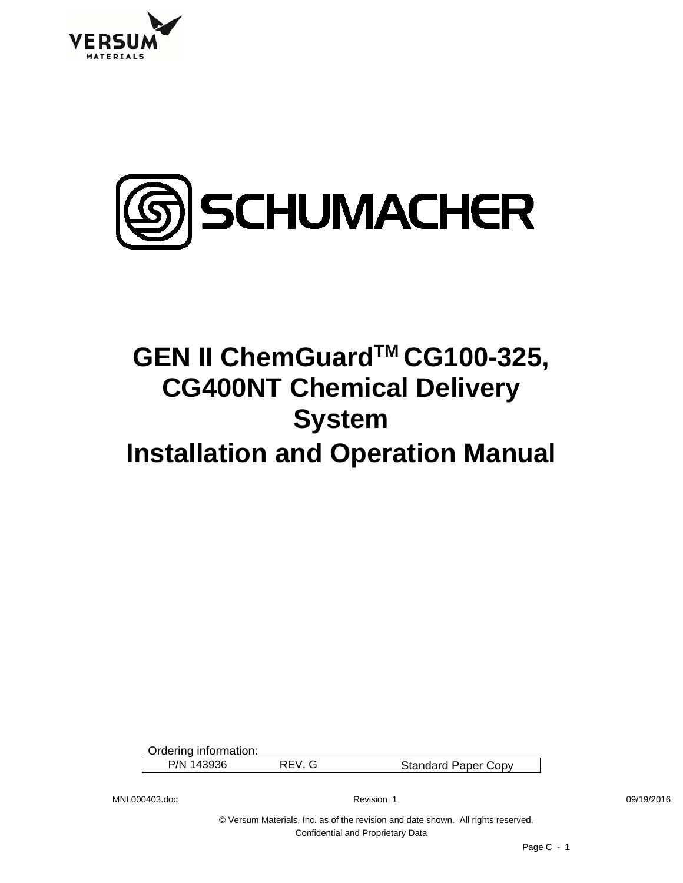VERSUM MATERIALS

SCHUMACHER

# GEN II ChemGuard™ CG100-325, CG400NT Chemical Delivery System

# Installation and Operation Manual

Ordering information:

| P/N 143936 | REV. G | Standard Paper Copy |
|---|---|---|

MNL000403.doc Revision 1 09/19/2016

© Versum Materials, Inc. as of the revision and date shown. All rights reserved.

Confidential and Proprietary Data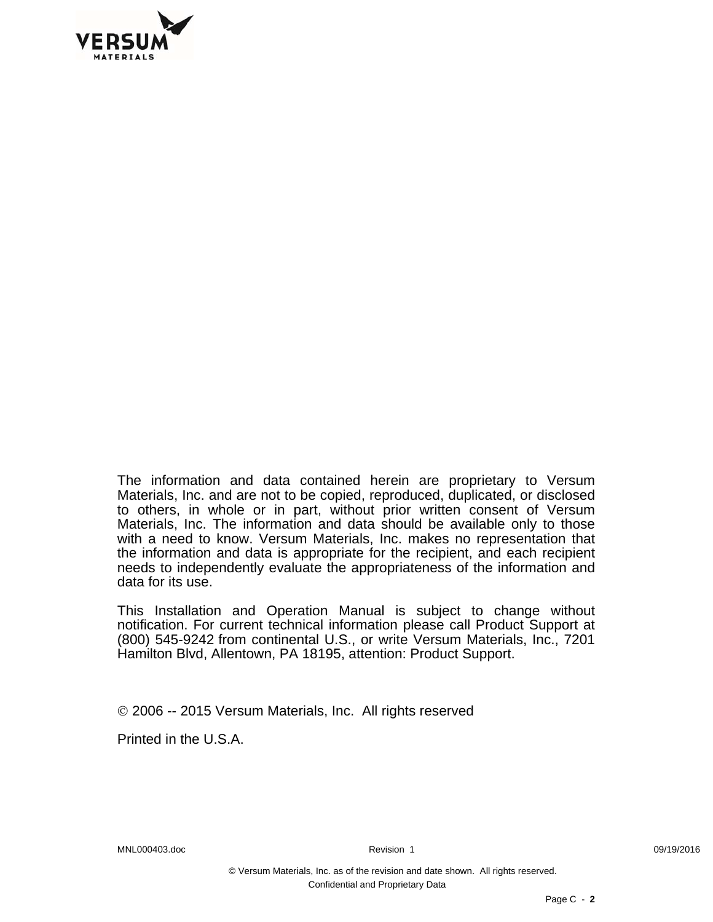The information and data contained herein are proprietary to Versum Materials, Inc. and are not to be copied, reproduced, duplicated, or disclosed to others, in whole or in part, without prior written consent of Versum Materials, Inc. The information and data should be available only to those with a need to know. Versum Materials, Inc. makes no representation that the information and data is appropriate for the recipient, and each recipient needs to independently evaluate the appropriateness of the information and data for its use.

This Installation and Operation Manual is subject to change without notification. For current technical information please call Product Support at (800) 545-9242 from continental U.S., or write Versum Materials, Inc., 7201 Hamilton Blvd, Allentown, PA 18195, attention: Product Support.

© 2006 -- 2015 Versum Materials, Inc. All rights reserved

Printed in the U.S.A.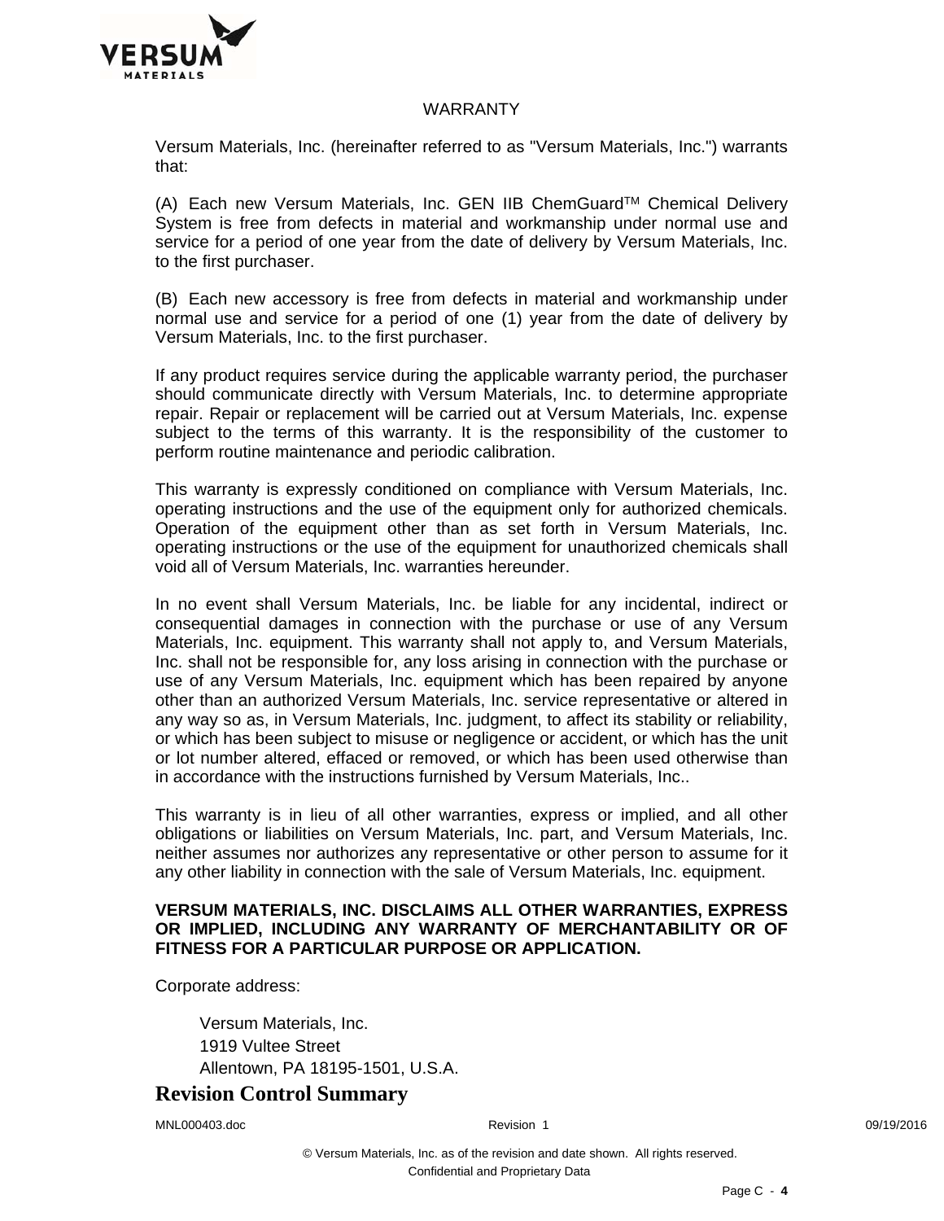# WARRANTY

Versum Materials, Inc. (hereinafter referred to as "Versum Materials, Inc.") warrants that:

(A) Each new Versum Materials, Inc. GEN IIB ChemGuard™ Chemical Delivery System is free from defects in material and workmanship under normal use and service for a period of one year from the date of delivery by Versum Materials, Inc. to the first purchaser.

(B) Each new accessory is free from defects in material and workmanship under normal use and service for a period of one (1) year from the date of delivery by Versum Materials, Inc. to the first purchaser.

If any product requires service during the applicable warranty period, the purchaser should communicate directly with Versum Materials, Inc. to determine appropriate repair. Repair or replacement will be carried out at Versum Materials, Inc. expense subject to the terms of this warranty. It is the responsibility of the customer to perform routine maintenance and periodic calibration.

This warranty is expressly conditioned on compliance with Versum Materials, Inc. operating instructions and the use of the equipment only for authorized chemicals. Operation of the equipment other than as set forth in Versum Materials, Inc. operating instructions or the use of the equipment for unauthorized chemicals shall void all of Versum Materials, Inc. warranties hereunder.

In no event shall Versum Materials, Inc. be liable for any incidental, indirect or consequential damages in connection with the purchase or use of any Versum Materials, Inc. equipment. This warranty shall not apply to, and Versum Materials, Inc. shall not be responsible for, any loss arising in connection with the purchase or use of any Versum Materials, Inc. equipment which has been repaired by anyone other than an authorized Versum Materials, Inc. service representative or altered in any way so as, in Versum Materials, Inc. judgment, to affect its stability or reliability, or which has been subject to misuse or negligence or accident, or which has the unit or lot number altered, effaced or removed, or which has been used otherwise than in accordance with the instructions furnished by Versum Materials, Inc..

This warranty is in lieu of all other warranties, express or implied, and all other obligations or liabilities on Versum Materials, Inc. part, and Versum Materials, Inc. neither assumes nor authorizes any representative or other person to assume for it any other liability in connection with the sale of Versum Materials, Inc. equipment.

**VERSUM MATERIALS, INC. DISCLAIMS ALL OTHER WARRANTIES, EXPRESS OR IMPLIED, INCLUDING ANY WARRANTY OF MERCHANTABILITY OR OF FITNESS FOR A PARTICULAR PURPOSE OR APPLICATION.**

Corporate address:

Versum Materials, Inc.
1919 Vultee Street
Allentown, PA 18195-1501, U.S.A.

## Revision Control Summary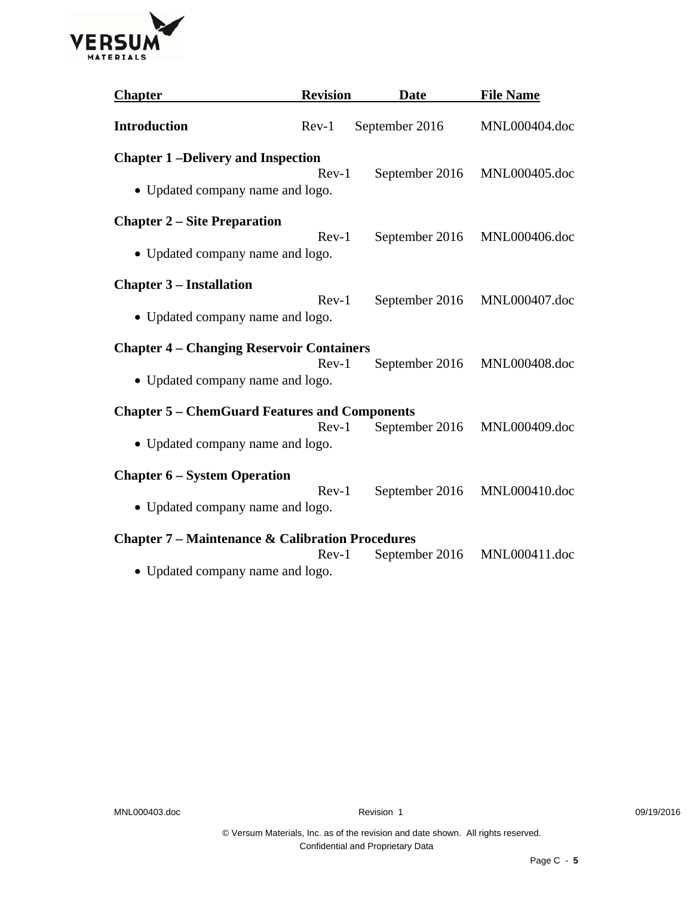| Chapter | Revision | Date | File Name |
|---|---|---|---|
| **Introduction** | Rev-1 | September 2016 | MNL000404.doc |
| **Chapter 1 –Delivery and Inspection**<br>• Updated company name and logo. | Rev-1 | September 2016 | MNL000405.doc |
| **Chapter 2 – Site Preparation**<br>• Updated company name and logo. | Rev-1 | September 2016 | MNL000406.doc |
| **Chapter 3 – Installation**<br>• Updated company name and logo. | Rev-1 | September 2016 | MNL000407.doc |
| **Chapter 4 – Changing Reservoir Containers**<br>• Updated company name and logo. | Rev-1 | September 2016 | MNL000408.doc |
| **Chapter 5 – ChemGuard Features and Components**<br>• Updated company name and logo. | Rev-1 | September 2016 | MNL000409.doc |
| **Chapter 6 – System Operation**<br>• Updated company name and logo. | Rev-1 | September 2016 | MNL000410.doc |
| **Chapter 7 – Maintenance & Calibration Procedures**<br>• Updated company name and logo. | Rev-1 | September 2016 | MNL000411.doc |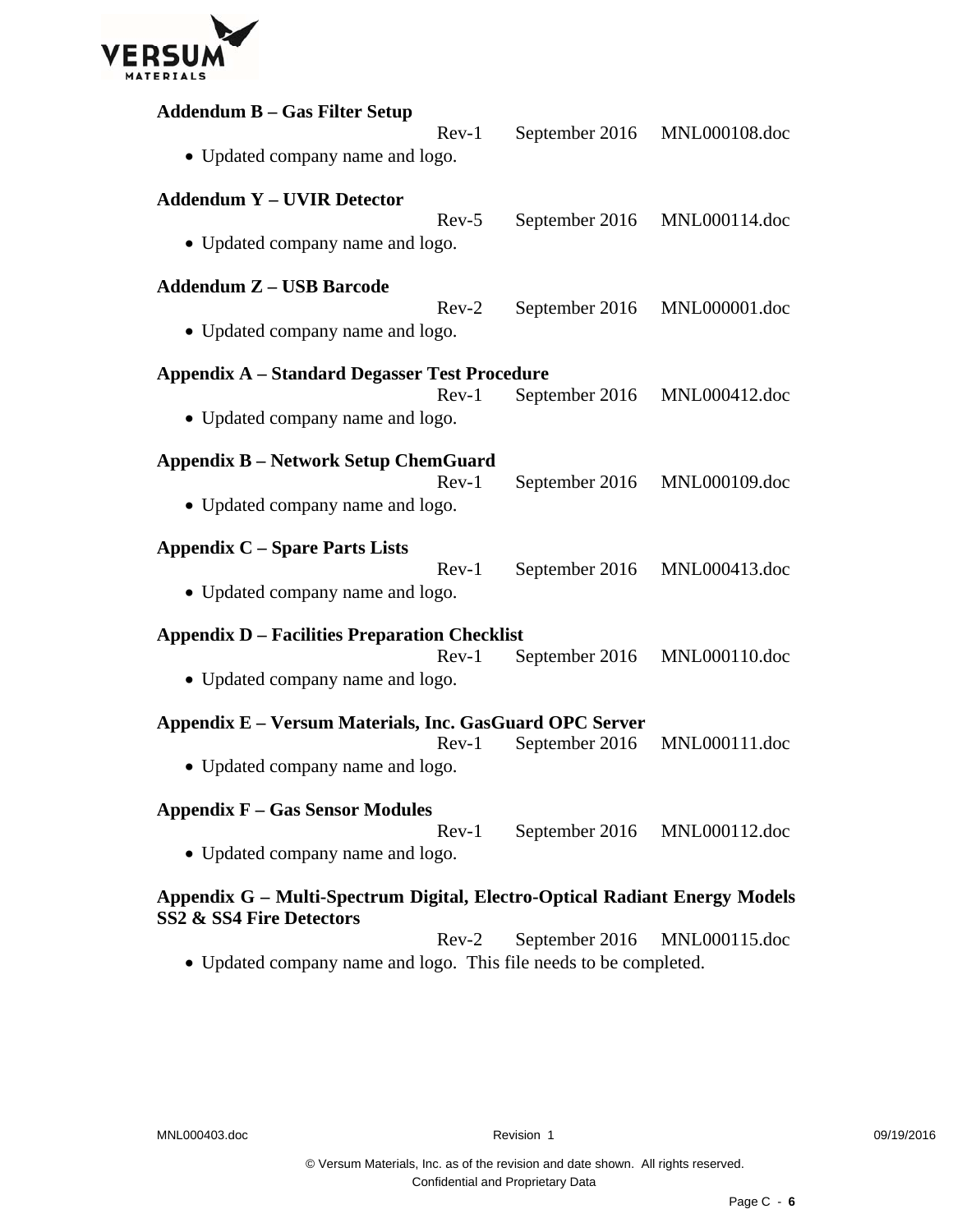**Addendum B – Gas Filter Setup**

Rev-1 September 2016 MNL000108.doc

- Updated company name and logo.

**Addendum Y – UVIR Detector**

Rev-5 September 2016 MNL000114.doc

- Updated company name and logo.

**Addendum Z – USB Barcode**

Rev-2 September 2016 MNL000001.doc

- Updated company name and logo.

**Appendix A – Standard Degasser Test Procedure**

Rev-1 September 2016 MNL000412.doc

- Updated company name and logo.

**Appendix B – Network Setup ChemGuard**

Rev-1 September 2016 MNL000109.doc

- Updated company name and logo.

**Appendix C – Spare Parts Lists**

Rev-1 September 2016 MNL000413.doc

- Updated company name and logo.

**Appendix D – Facilities Preparation Checklist**

Rev-1 September 2016 MNL000110.doc

- Updated company name and logo.

**Appendix E – Versum Materials, Inc. GasGuard OPC Server**

Rev-1 September 2016 MNL000111.doc

- Updated company name and logo.

**Appendix F – Gas Sensor Modules**

Rev-1 September 2016 MNL000112.doc

- Updated company name and logo.

**Appendix G – Multi-Spectrum Digital, Electro-Optical Radiant Energy Models SS2 & SS4 Fire Detectors**

Rev-2 September 2016 MNL000115.doc

- Updated company name and logo. This file needs to be completed.

© Versum Materials, Inc. as of the revision and date shown. All rights reserved.
Confidential and Proprietary Data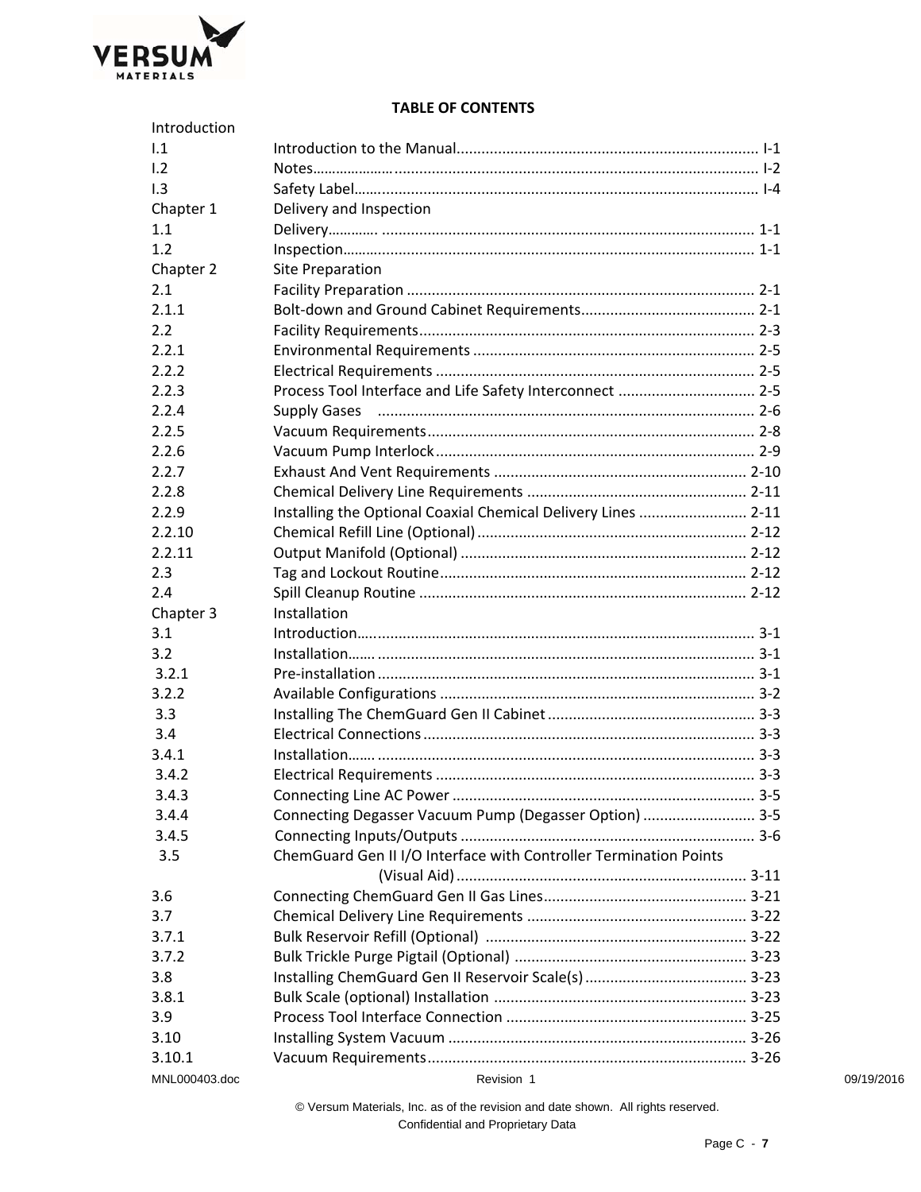**TABLE OF CONTENTS**

| | | |
|---|---|---|
| Introduction | | |
| I.1 | Introduction to the Manual | I-1 |
| I.2 | Notes | I-2 |
| I.3 | Safety Label | I-4 |
| Chapter 1 | Delivery and Inspection | |
| 1.1 | Delivery | 1-1 |
| 1.2 | Inspection | 1-1 |
| Chapter 2 | Site Preparation | |
| 2.1 | Facility Preparation | 2-1 |
| 2.1.1 | Bolt-down and Ground Cabinet Requirements | 2-1 |
| 2.2 | Facility Requirements | 2-3 |
| 2.2.1 | Environmental Requirements | 2-5 |
| 2.2.2 | Electrical Requirements | 2-5 |
| 2.2.3 | Process Tool Interface and Life Safety Interconnect | 2-5 |
| 2.2.4 | Supply Gases | 2-6 |
| 2.2.5 | Vacuum Requirements | 2-8 |
| 2.2.6 | Vacuum Pump Interlock | 2-9 |
| 2.2.7 | Exhaust And Vent Requirements | 2-10 |
| 2.2.8 | Chemical Delivery Line Requirements | 2-11 |
| 2.2.9 | Installing the Optional Coaxial Chemical Delivery Lines | 2-11 |
| 2.2.10 | Chemical Refill Line (Optional) | 2-12 |
| 2.2.11 | Output Manifold (Optional) | 2-12 |
| 2.3 | Tag and Lockout Routine | 2-12 |
| 2.4 | Spill Cleanup Routine | 2-12 |
| Chapter 3 | Installation | |
| 3.1 | Introduction | 3-1 |
| 3.2 | Installation | 3-1 |
| 3.2.1 | Pre-installation | 3-1 |
| 3.2.2 | Available Configurations | 3-2 |
| 3.3 | Installing The ChemGuard Gen II Cabinet | 3-3 |
| 3.4 | Electrical Connections | 3-3 |
| 3.4.1 | Installation | 3-3 |
| 3.4.2 | Electrical Requirements | 3-3 |
| 3.4.3 | Connecting Line AC Power | 3-5 |
| 3.4.4 | Connecting Degasser Vacuum Pump (Degasser Option) | 3-5 |
| 3.4.5 | Connecting Inputs/Outputs | 3-6 |
| 3.5 | ChemGuard Gen II I/O Interface with Controller Termination Points (Visual Aid) | 3-11 |
| 3.6 | Connecting ChemGuard Gen II Gas Lines | 3-21 |
| 3.7 | Chemical Delivery Line Requirements | 3-22 |
| 3.7.1 | Bulk Reservoir Refill (Optional) | 3-22 |
| 3.7.2 | Bulk Trickle Purge Pigtail (Optional) | 3-23 |
| 3.8 | Installing ChemGuard Gen II Reservoir Scale(s) | 3-23 |
| 3.8.1 | Bulk Scale (optional) Installation | 3-23 |
| 3.9 | Process Tool Interface Connection | 3-25 |
| 3.10 | Installing System Vacuum | 3-26 |
| 3.10.1 | Vacuum Requirements | 3-26 |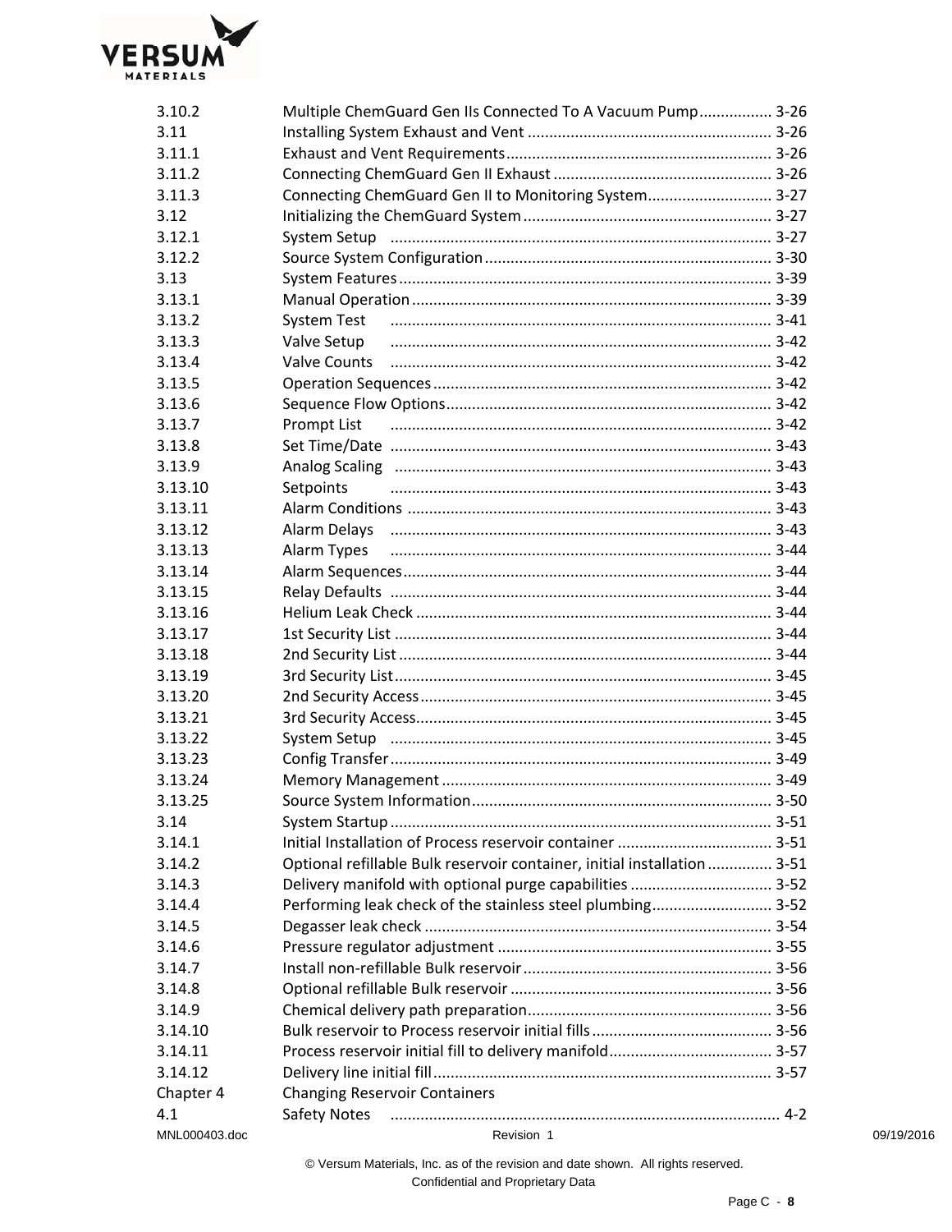| | | |
|---|---|---|
| 3.10.2 | Multiple ChemGuard Gen IIs Connected To A Vacuum Pump | 3-26 |
| 3.11 | Installing System Exhaust and Vent | 3-26 |
| 3.11.1 | Exhaust and Vent Requirements | 3-26 |
| 3.11.2 | Connecting ChemGuard Gen II Exhaust | 3-26 |
| 3.11.3 | Connecting ChemGuard Gen II to Monitoring System | 3-27 |
| 3.12 | Initializing the ChemGuard System | 3-27 |
| 3.12.1 | System Setup | 3-27 |
| 3.12.2 | Source System Configuration | 3-30 |
| 3.13 | System Features | 3-39 |
| 3.13.1 | Manual Operation | 3-39 |
| 3.13.2 | System Test | 3-41 |
| 3.13.3 | Valve Setup | 3-42 |
| 3.13.4 | Valve Counts | 3-42 |
| 3.13.5 | Operation Sequences | 3-42 |
| 3.13.6 | Sequence Flow Options | 3-42 |
| 3.13.7 | Prompt List | 3-42 |
| 3.13.8 | Set Time/Date | 3-43 |
| 3.13.9 | Analog Scaling | 3-43 |
| 3.13.10 | Setpoints | 3-43 |
| 3.13.11 | Alarm Conditions | 3-43 |
| 3.13.12 | Alarm Delays | 3-43 |
| 3.13.13 | Alarm Types | 3-44 |
| 3.13.14 | Alarm Sequences | 3-44 |
| 3.13.15 | Relay Defaults | 3-44 |
| 3.13.16 | Helium Leak Check | 3-44 |
| 3.13.17 | 1st Security List | 3-44 |
| 3.13.18 | 2nd Security List | 3-44 |
| 3.13.19 | 3rd Security List | 3-45 |
| 3.13.20 | 2nd Security Access | 3-45 |
| 3.13.21 | 3rd Security Access | 3-45 |
| 3.13.22 | System Setup | 3-45 |
| 3.13.23 | Config Transfer | 3-49 |
| 3.13.24 | Memory Management | 3-49 |
| 3.13.25 | Source System Information | 3-50 |
| 3.14 | System Startup | 3-51 |
| 3.14.1 | Initial Installation of Process reservoir container | 3-51 |
| 3.14.2 | Optional refillable Bulk reservoir container, initial installation | 3-51 |
| 3.14.3 | Delivery manifold with optional purge capabilities | 3-52 |
| 3.14.4 | Performing leak check of the stainless steel plumbing | 3-52 |
| 3.14.5 | Degasser leak check | 3-54 |
| 3.14.6 | Pressure regulator adjustment | 3-55 |
| 3.14.7 | Install non-refillable Bulk reservoir | 3-56 |
| 3.14.8 | Optional refillable Bulk reservoir | 3-56 |
| 3.14.9 | Chemical delivery path preparation | 3-56 |
| 3.14.10 | Bulk reservoir to Process reservoir initial fills | 3-56 |
| 3.14.11 | Process reservoir initial fill to delivery manifold | 3-57 |
| 3.14.12 | Delivery line initial fill | 3-57 |
| Chapter 4 | Changing Reservoir Containers | |
| 4.1 | Safety Notes | 4-2 |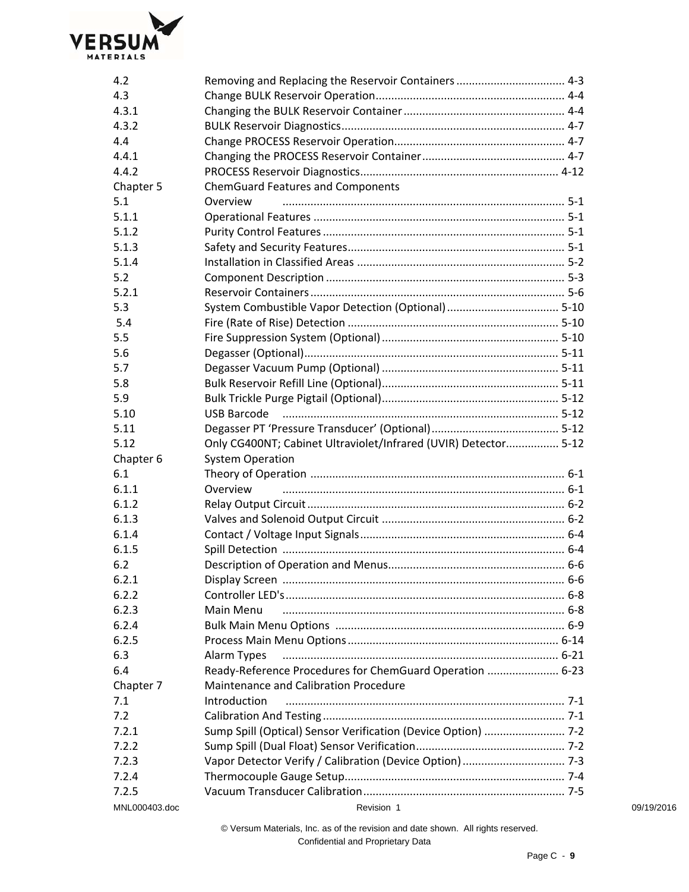| | | |
|---|---|---|
| 4.2 | Removing and Replacing the Reservoir Containers | 4-3 |
| 4.3 | Change BULK Reservoir Operation | 4-4 |
| 4.3.1 | Changing the BULK Reservoir Container | 4-4 |
| 4.3.2 | BULK Reservoir Diagnostics | 4-7 |
| 4.4 | Change PROCESS Reservoir Operation | 4-7 |
| 4.4.1 | Changing the PROCESS Reservoir Container | 4-7 |
| 4.4.2 | PROCESS Reservoir Diagnostics | 4-12 |
| Chapter 5 | ChemGuard Features and Components | |
| 5.1 | Overview | 5-1 |
| 5.1.1 | Operational Features | 5-1 |
| 5.1.2 | Purity Control Features | 5-1 |
| 5.1.3 | Safety and Security Features | 5-1 |
| 5.1.4 | Installation in Classified Areas | 5-2 |
| 5.2 | Component Description | 5-3 |
| 5.2.1 | Reservoir Containers | 5-6 |
| 5.3 | System Combustible Vapor Detection (Optional) | 5-10 |
| 5.4 | Fire (Rate of Rise) Detection | 5-10 |
| 5.5 | Fire Suppression System (Optional) | 5-10 |
| 5.6 | Degasser (Optional) | 5-11 |
| 5.7 | Degasser Vacuum Pump (Optional) | 5-11 |
| 5.8 | Bulk Reservoir Refill Line (Optional) | 5-11 |
| 5.9 | Bulk Trickle Purge Pigtail (Optional) | 5-12 |
| 5.10 | USB Barcode | 5-12 |
| 5.11 | Degasser PT 'Pressure Transducer' (Optional) | 5-12 |
| 5.12 | Only CG400NT; Cabinet Ultraviolet/Infrared (UVIR) Detector | 5-12 |
| Chapter 6 | System Operation | |
| 6.1 | Theory of Operation | 6-1 |
| 6.1.1 | Overview | 6-1 |
| 6.1.2 | Relay Output Circuit | 6-2 |
| 6.1.3 | Valves and Solenoid Output Circuit | 6-2 |
| 6.1.4 | Contact / Voltage Input Signals | 6-4 |
| 6.1.5 | Spill Detection | 6-4 |
| 6.2 | Description of Operation and Menus | 6-6 |
| 6.2.1 | Display Screen | 6-6 |
| 6.2.2 | Controller LED's | 6-8 |
| 6.2.3 | Main Menu | 6-8 |
| 6.2.4 | Bulk Main Menu Options | 6-9 |
| 6.2.5 | Process Main Menu Options | 6-14 |
| 6.3 | Alarm Types | 6-21 |
| 6.4 | Ready-Reference Procedures for ChemGuard Operation | 6-23 |
| Chapter 7 | Maintenance and Calibration Procedure | |
| 7.1 | Introduction | 7-1 |
| 7.2 | Calibration And Testing | 7-1 |
| 7.2.1 | Sump Spill (Optical) Sensor Verification (Device Option) | 7-2 |
| 7.2.2 | Sump Spill (Dual Float) Sensor Verification | 7-2 |
| 7.2.3 | Vapor Detector Verify / Calibration (Device Option) | 7-3 |
| 7.2.4 | Thermocouple Gauge Setup | 7-4 |
| 7.2.5 | Vacuum Transducer Calibration | 7-5 |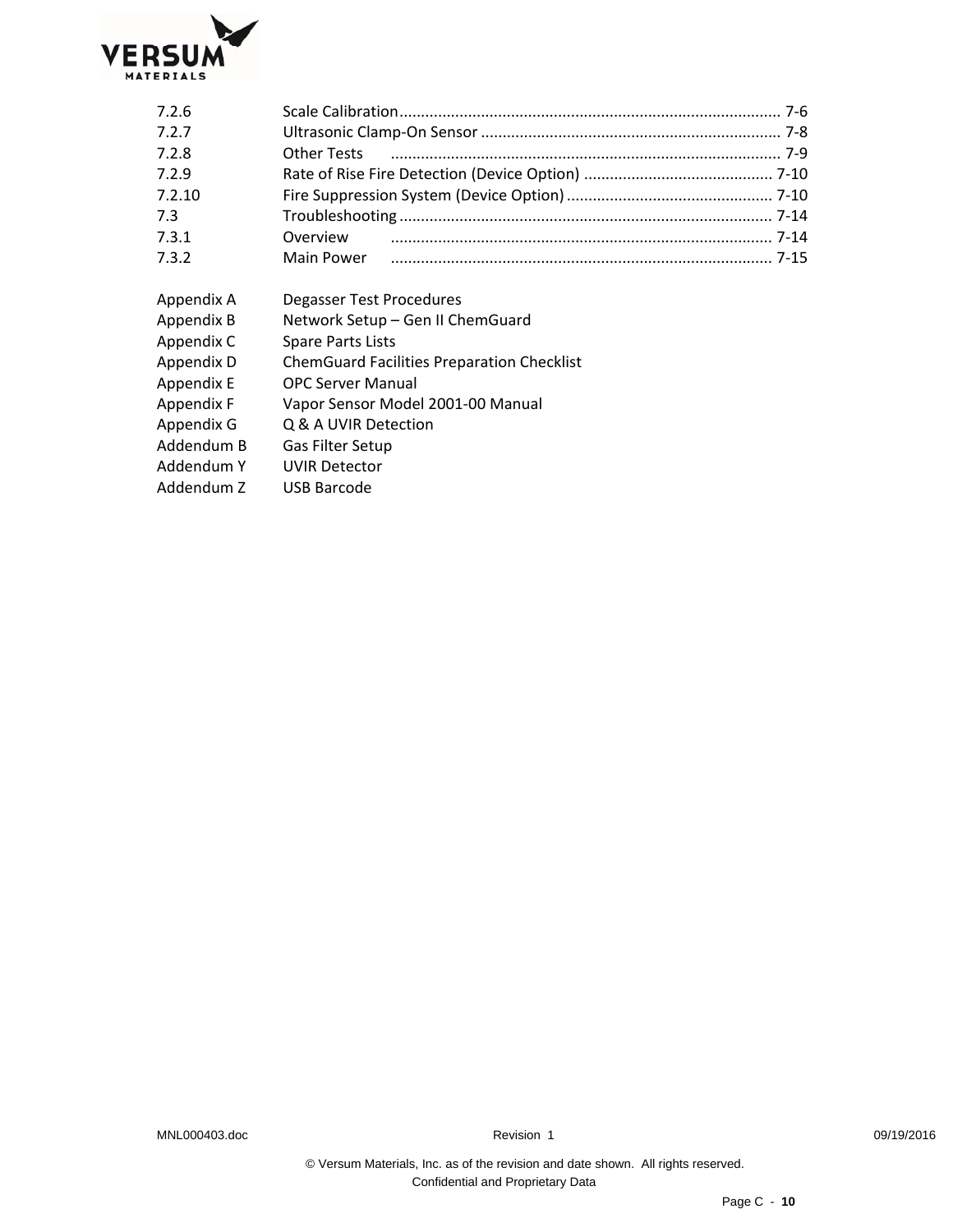| | | |
|---|---|---|
| 7.2.6 | Scale Calibration | 7-6 |
| 7.2.7 | Ultrasonic Clamp-On Sensor | 7-8 |
| 7.2.8 | Other Tests | 7-9 |
| 7.2.9 | Rate of Rise Fire Detection (Device Option) | 7-10 |
| 7.2.10 | Fire Suppression System (Device Option) | 7-10 |
| 7.3 | Troubleshooting | 7-14 |
| 7.3.1 | Overview | 7-14 |
| 7.3.2 | Main Power | 7-15 |

| | |
|---|---|
| Appendix A | Degasser Test Procedures |
| Appendix B | Network Setup – Gen II ChemGuard |
| Appendix C | Spare Parts Lists |
| Appendix D | ChemGuard Facilities Preparation Checklist |
| Appendix E | OPC Server Manual |
| Appendix F | Vapor Sensor Model 2001-00 Manual |
| Appendix G | Q & A UVIR Detection |
| Addendum B | Gas Filter Setup |
| Addendum Y | UVIR Detector |
| Addendum Z | USB Barcode |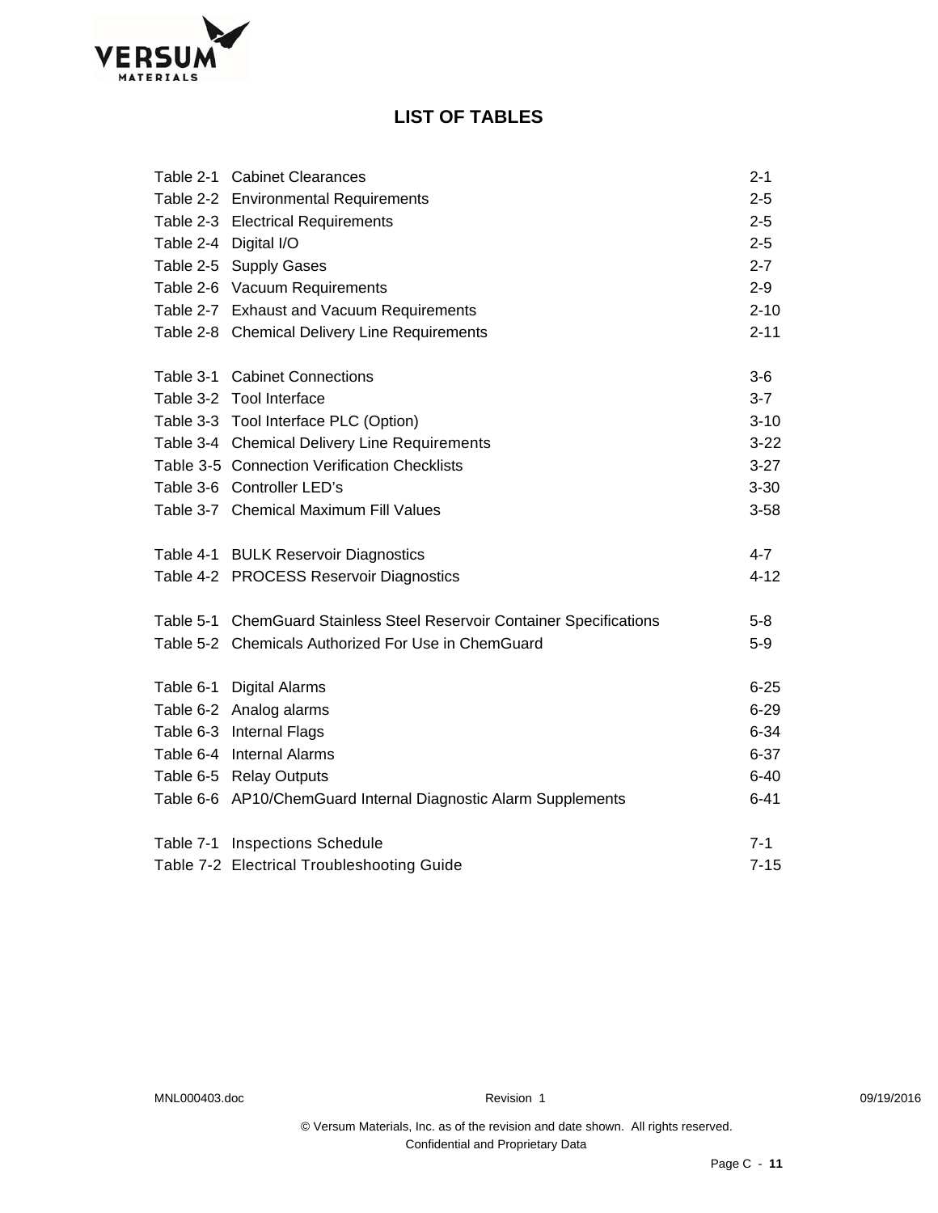# LIST OF TABLES

| | | |
|---|---|---|
| Table 2-1 | Cabinet Clearances | 2-1 |
| Table 2-2 | Environmental Requirements | 2-5 |
| Table 2-3 | Electrical Requirements | 2-5 |
| Table 2-4 | Digital I/O | 2-5 |
| Table 2-5 | Supply Gases | 2-7 |
| Table 2-6 | Vacuum Requirements | 2-9 |
| Table 2-7 | Exhaust and Vacuum Requirements | 2-10 |
| Table 2-8 | Chemical Delivery Line Requirements | 2-11 |
| Table 3-1 | Cabinet Connections | 3-6 |
| Table 3-2 | Tool Interface | 3-7 |
| Table 3-3 | Tool Interface PLC (Option) | 3-10 |
| Table 3-4 | Chemical Delivery Line Requirements | 3-22 |
| Table 3-5 | Connection Verification Checklists | 3-27 |
| Table 3-6 | Controller LED's | 3-30 |
| Table 3-7 | Chemical Maximum Fill Values | 3-58 |
| Table 4-1 | BULK Reservoir Diagnostics | 4-7 |
| Table 4-2 | PROCESS Reservoir Diagnostics | 4-12 |
| Table 5-1 | ChemGuard Stainless Steel Reservoir Container Specifications | 5-8 |
| Table 5-2 | Chemicals Authorized For Use in ChemGuard | 5-9 |
| Table 6-1 | Digital Alarms | 6-25 |
| Table 6-2 | Analog alarms | 6-29 |
| Table 6-3 | Internal Flags | 6-34 |
| Table 6-4 | Internal Alarms | 6-37 |
| Table 6-5 | Relay Outputs | 6-40 |
| Table 6-6 | AP10/ChemGuard Internal Diagnostic Alarm Supplements | 6-41 |
| Table 7-1 | Inspections Schedule | 7-1 |
| Table 7-2 | Electrical Troubleshooting Guide | 7-15 |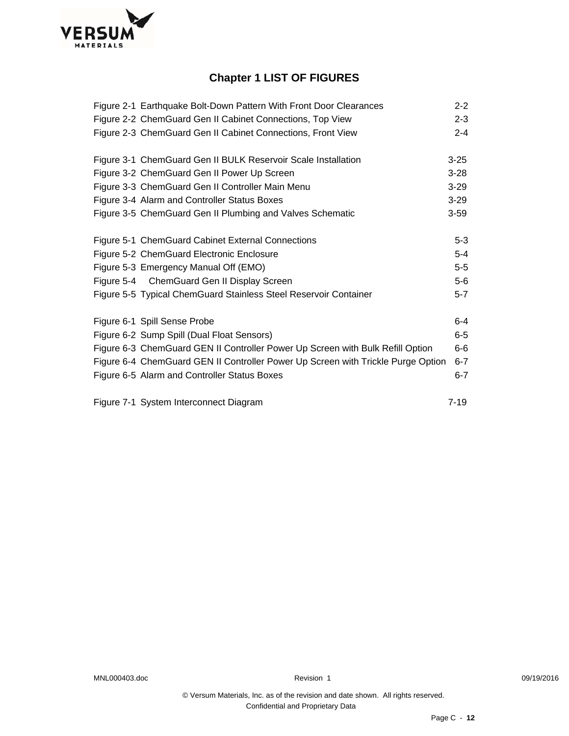# Chapter 1 LIST OF FIGURES

| | |
|---|---|
| Figure 2-1 Earthquake Bolt-Down Pattern With Front Door Clearances | 2-2 |
| Figure 2-2 ChemGuard Gen II Cabinet Connections, Top View | 2-3 |
| Figure 2-3 ChemGuard Gen II Cabinet Connections, Front View | 2-4 |
| Figure 3-1 ChemGuard Gen II BULK Reservoir Scale Installation | 3-25 |
| Figure 3-2 ChemGuard Gen II Power Up Screen | 3-28 |
| Figure 3-3 ChemGuard Gen II Controller Main Menu | 3-29 |
| Figure 3-4 Alarm and Controller Status Boxes | 3-29 |
| Figure 3-5 ChemGuard Gen II Plumbing and Valves Schematic | 3-59 |
| Figure 5-1 ChemGuard Cabinet External Connections | 5-3 |
| Figure 5-2 ChemGuard Electronic Enclosure | 5-4 |
| Figure 5-3 Emergency Manual Off (EMO) | 5-5 |
| Figure 5-4 ChemGuard Gen II Display Screen | 5-6 |
| Figure 5-5 Typical ChemGuard Stainless Steel Reservoir Container | 5-7 |
| Figure 6-1 Spill Sense Probe | 6-4 |
| Figure 6-2 Sump Spill (Dual Float Sensors) | 6-5 |
| Figure 6-3 ChemGuard GEN II Controller Power Up Screen with Bulk Refill Option | 6-6 |
| Figure 6-4 ChemGuard GEN II Controller Power Up Screen with Trickle Purge Option | 6-7 |
| Figure 6-5 Alarm and Controller Status Boxes | 6-7 |
| Figure 7-1 System Interconnect Diagram | 7-19 |